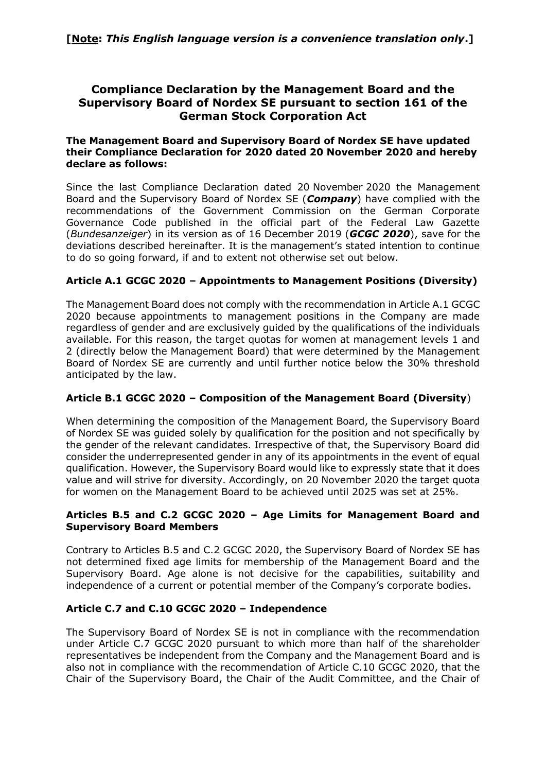**[Note: *This English language version is a convenience translation only*.]**

# Compliance Declaration by the Management Board and the Supervisory Board of Nordex SE pursuant to section 161 of the German Stock Corporation Act

**The Management Board and Supervisory Board of Nordex SE have updated their Compliance Declaration for 2020 dated 20 November 2020 and hereby declare as follows:**

Since the last Compliance Declaration dated 20 November 2020 the Management Board and the Supervisory Board of Nordex SE (***Company***) have complied with the recommendations of the Government Commission on the German Corporate Governance Code published in the official part of the Federal Law Gazette (*Bundesanzeiger*) in its version as of 16 December 2019 (***GCGC 2020***), save for the deviations described hereinafter. It is the management's stated intention to continue to do so going forward, if and to extent not otherwise set out below.

### Article A.1 GCGC 2020 – Appointments to Management Positions (Diversity)

The Management Board does not comply with the recommendation in Article A.1 GCGC 2020 because appointments to management positions in the Company are made regardless of gender and are exclusively guided by the qualifications of the individuals available. For this reason, the target quotas for women at management levels 1 and 2 (directly below the Management Board) that were determined by the Management Board of Nordex SE are currently and until further notice below the 30% threshold anticipated by the law.

### Article B.1 GCGC 2020 – Composition of the Management Board (Diversity)

When determining the composition of the Management Board, the Supervisory Board of Nordex SE was guided solely by qualification for the position and not specifically by the gender of the relevant candidates. Irrespective of that, the Supervisory Board did consider the underrepresented gender in any of its appointments in the event of equal qualification. However, the Supervisory Board would like to expressly state that it does value and will strive for diversity. Accordingly, on 20 November 2020 the target quota for women on the Management Board to be achieved until 2025 was set at 25%.

### Articles B.5 and C.2 GCGC 2020 – Age Limits for Management Board and Supervisory Board Members

Contrary to Articles B.5 and C.2 GCGC 2020, the Supervisory Board of Nordex SE has not determined fixed age limits for membership of the Management Board and the Supervisory Board. Age alone is not decisive for the capabilities, suitability and independence of a current or potential member of the Company's corporate bodies.

### Article C.7 and C.10 GCGC 2020 – Independence

The Supervisory Board of Nordex SE is not in compliance with the recommendation under Article C.7 GCGC 2020 pursuant to which more than half of the shareholder representatives be independent from the Company and the Management Board and is also not in compliance with the recommendation of Article C.10 GCGC 2020, that the Chair of the Supervisory Board, the Chair of the Audit Committee, and the Chair of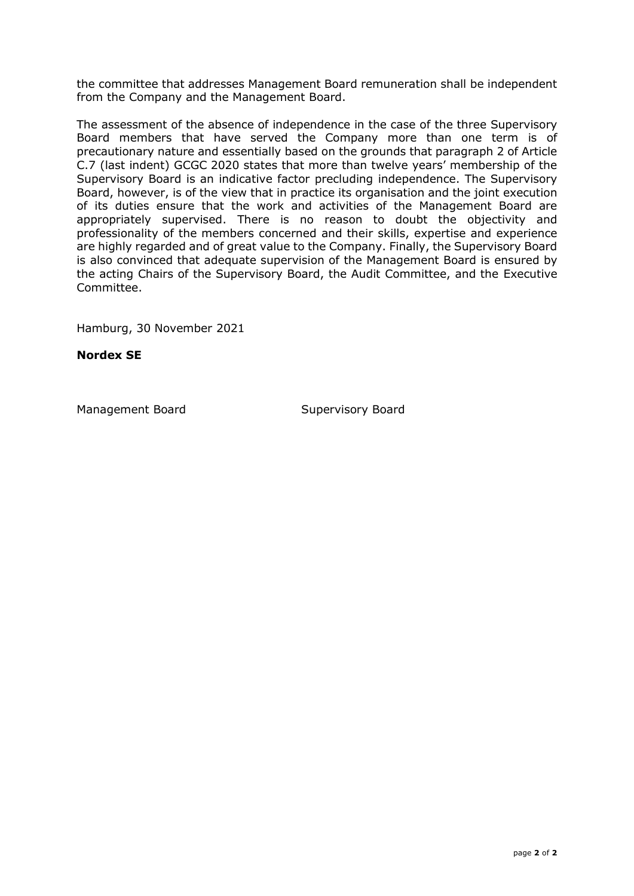the committee that addresses Management Board remuneration shall be independent from the Company and the Management Board.

The assessment of the absence of independence in the case of the three Supervisory Board members that have served the Company more than one term is of precautionary nature and essentially based on the grounds that paragraph 2 of Article C.7 (last indent) GCGC 2020 states that more than twelve years' membership of the Supervisory Board is an indicative factor precluding independence. The Supervisory Board, however, is of the view that in practice its organisation and the joint execution of its duties ensure that the work and activities of the Management Board are appropriately supervised. There is no reason to doubt the objectivity and professionality of the members concerned and their skills, expertise and experience are highly regarded and of great value to the Company. Finally, the Supervisory Board is also convinced that adequate supervision of the Management Board is ensured by the acting Chairs of the Supervisory Board, the Audit Committee, and the Executive Committee.

Hamburg, 30 November 2021

**Nordex SE**

Management Board Supervisory Board